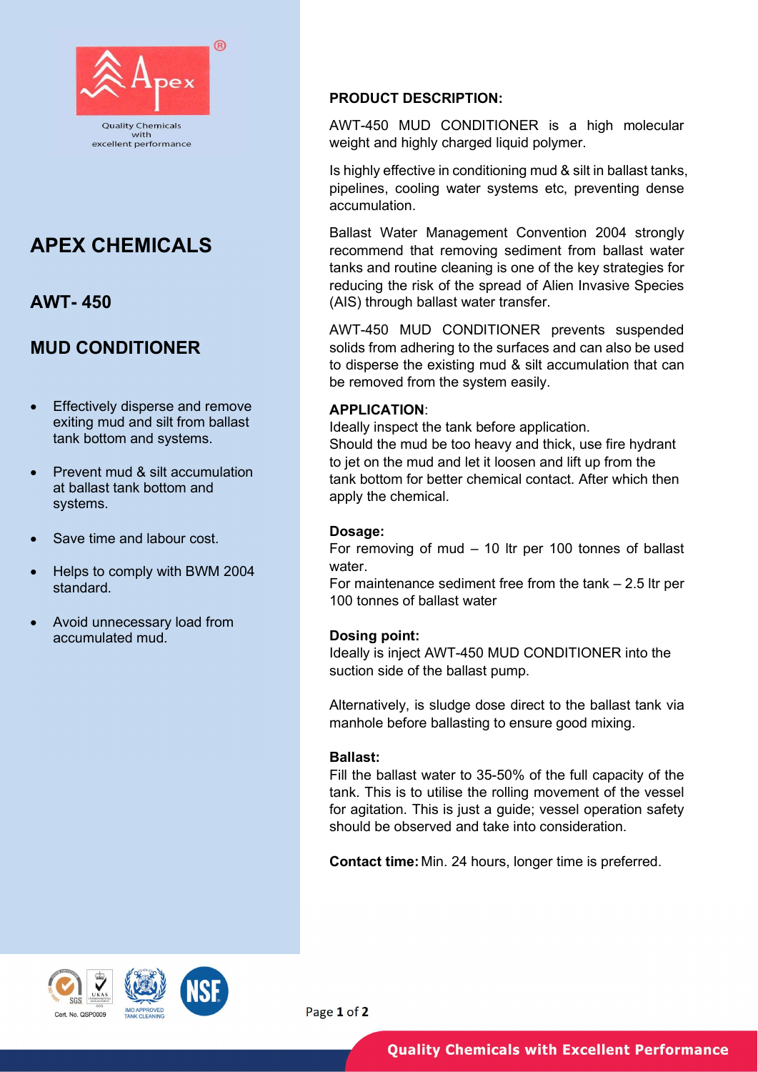Quality Chemicals with excellent performance

# APEX CHEMICALS

## AWT- 450

## MUD CONDITIONER

- Effectively disperse and remove exiting mud and silt from ballast tank bottom and systems.
- Prevent mud & silt accumulation at ballast tank bottom and systems.
- Save time and labour cost.
- Helps to comply with BWM 2004 standard.
- Avoid unnecessary load from accumulated mud.

**PRODUCT DESCRIPTION:**

AWT-450 MUD CONDITIONER is a high molecular weight and highly charged liquid polymer.

Is highly effective in conditioning mud & silt in ballast tanks, pipelines, cooling water systems etc, preventing dense accumulation.

Ballast Water Management Convention 2004 strongly recommend that removing sediment from ballast water tanks and routine cleaning is one of the key strategies for reducing the risk of the spread of Alien Invasive Species (AIS) through ballast water transfer.

AWT-450 MUD CONDITIONER prevents suspended solids from adhering to the surfaces and can also be used to disperse the existing mud & silt accumulation that can be removed from the system easily.

**APPLICATION**:
Ideally inspect the tank before application.
Should the mud be too heavy and thick, use fire hydrant to jet on the mud and let it loosen and lift up from the tank bottom for better chemical contact. After which then apply the chemical.

**Dosage:**
For removing of mud – 10 ltr per 100 tonnes of ballast water.
For maintenance sediment free from the tank – 2.5 ltr per 100 tonnes of ballast water

**Dosing point:**
Ideally is inject AWT-450 MUD CONDITIONER into the suction side of the ballast pump.

Alternatively, is sludge dose direct to the ballast tank via manhole before ballasting to ensure good mixing.

**Ballast:**
Fill the ballast water to 35-50% of the full capacity of the tank. This is to utilise the rolling movement of the vessel for agitation. This is just a guide; vessel operation safety should be observed and take into consideration.

**Contact time:** Min. 24 hours, longer time is preferred.

Cert. No. QSP0009 IMO APPROVED TANK CLEANING

Quality Chemicals with Excellent Performance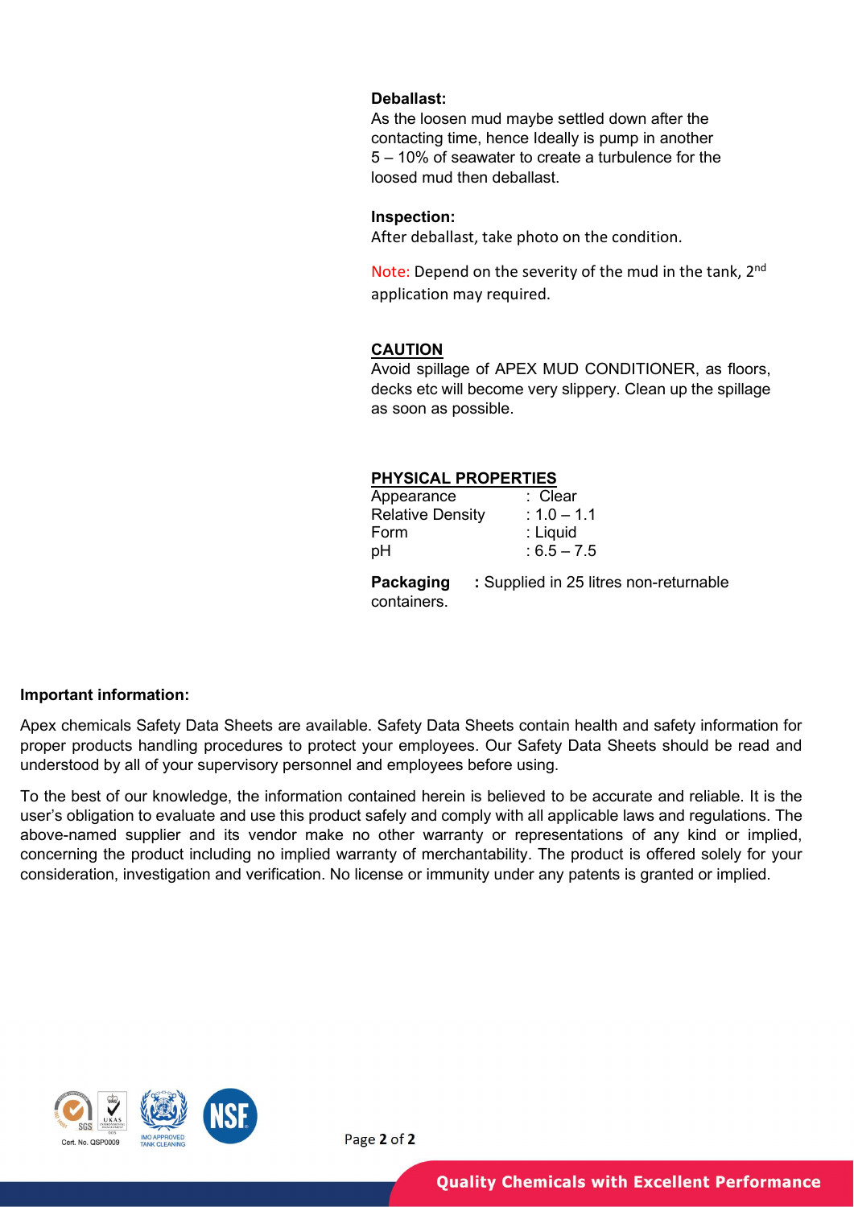**Deballast:**
As the loosen mud maybe settled down after the contacting time, hence Ideally is pump in another 5 – 10% of seawater to create a turbulence for the loosed mud then deballast.

**Inspection:**
After deballast, take photo on the condition.

Note: Depend on the severity of the mud in the tank, 2nd application may required.

## CAUTION

Avoid spillage of APEX MUD CONDITIONER, as floors, decks etc will become very slippery. Clean up the spillage as soon as possible.

## PHYSICAL PROPERTIES

| | |
|---|---|
| Appearance | : Clear |
| Relative Density | : 1.0 – 1.1 |
| Form | : Liquid |
| pH | : 6.5 – 7.5 |

**Packaging** **:** Supplied in 25 litres non-returnable containers.

**Important information:**

Apex chemicals Safety Data Sheets are available. Safety Data Sheets contain health and safety information for proper products handling procedures to protect your employees. Our Safety Data Sheets should be read and understood by all of your supervisory personnel and employees before using.

To the best of our knowledge, the information contained herein is believed to be accurate and reliable. It is the user's obligation to evaluate and use this product safely and comply with all applicable laws and regulations. The above-named supplier and its vendor make no other warranty or representations of any kind or implied, concerning the product including no implied warranty of merchantability. The product is offered solely for your consideration, investigation and verification. No license or immunity under any patents is granted or implied.

Cert. No. QSP0009

IMO APPROVED TANK CLEANING

Quality Chemicals with Excellent Performance